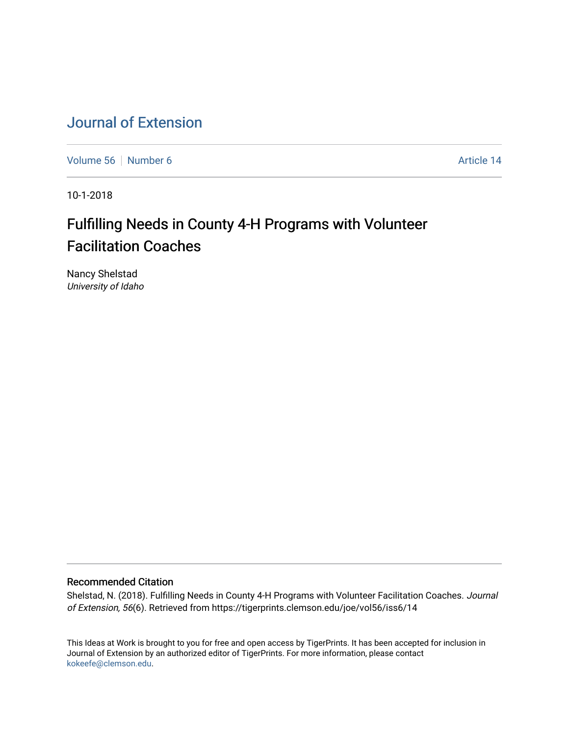# Journal of Extension

Volume 56 | Number 6 | Article 14

10-1-2018

## Fulfilling Needs in County 4-H Programs with Volunteer Facilitation Coaches

Nancy Shelstad
*University of Idaho*

### Recommended Citation

Shelstad, N. (2018). Fulfilling Needs in County 4-H Programs with Volunteer Facilitation Coaches. *Journal of Extension, 56*(6). Retrieved from https://tigerprints.clemson.edu/joe/vol56/iss6/14

This Ideas at Work is brought to you for free and open access by TigerPrints. It has been accepted for inclusion in Journal of Extension by an authorized editor of TigerPrints. For more information, please contact kokeefe@clemson.edu.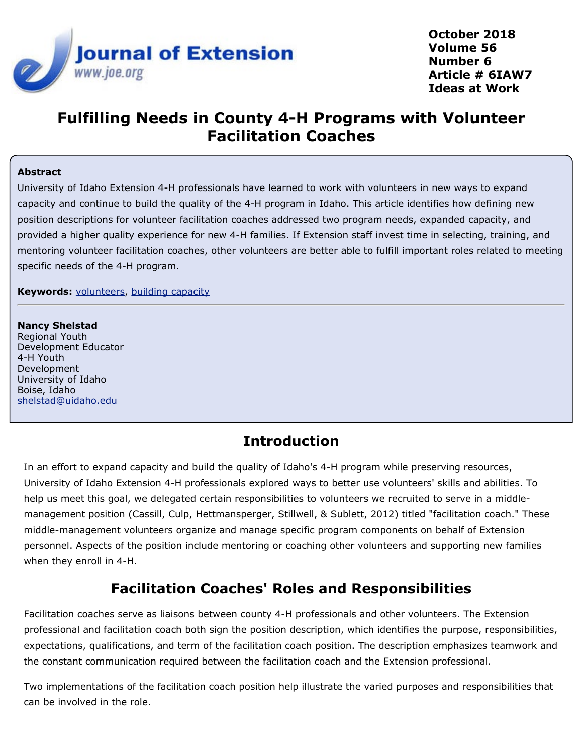# Fulfilling Needs in County 4-H Programs with Volunteer Facilitation Coaches

**Abstract**

University of Idaho Extension 4-H professionals have learned to work with volunteers in new ways to expand capacity and continue to build the quality of the 4-H program in Idaho. This article identifies how defining new position descriptions for volunteer facilitation coaches addressed two program needs, expanded capacity, and provided a higher quality experience for new 4-H families. If Extension staff invest time in selecting, training, and mentoring volunteer facilitation coaches, other volunteers are better able to fulfill important roles related to meeting specific needs of the 4-H program.

**Keywords:** volunteers, building capacity

**Nancy Shelstad**
Regional Youth Development Educator
4-H Youth Development
University of Idaho
Boise, Idaho
shelstad@uidaho.edu

## Introduction

In an effort to expand capacity and build the quality of Idaho's 4-H program while preserving resources, University of Idaho Extension 4-H professionals explored ways to better use volunteers' skills and abilities. To help us meet this goal, we delegated certain responsibilities to volunteers we recruited to serve in a middle-management position (Cassill, Culp, Hettmansperger, Stillwell, & Sublett, 2012) titled "facilitation coach." These middle-management volunteers organize and manage specific program components on behalf of Extension personnel. Aspects of the position include mentoring or coaching other volunteers and supporting new families when they enroll in 4-H.

## Facilitation Coaches' Roles and Responsibilities

Facilitation coaches serve as liaisons between county 4-H professionals and other volunteers. The Extension professional and facilitation coach both sign the position description, which identifies the purpose, responsibilities, expectations, qualifications, and term of the facilitation coach position. The description emphasizes teamwork and the constant communication required between the facilitation coach and the Extension professional.

Two implementations of the facilitation coach position help illustrate the varied purposes and responsibilities that can be involved in the role.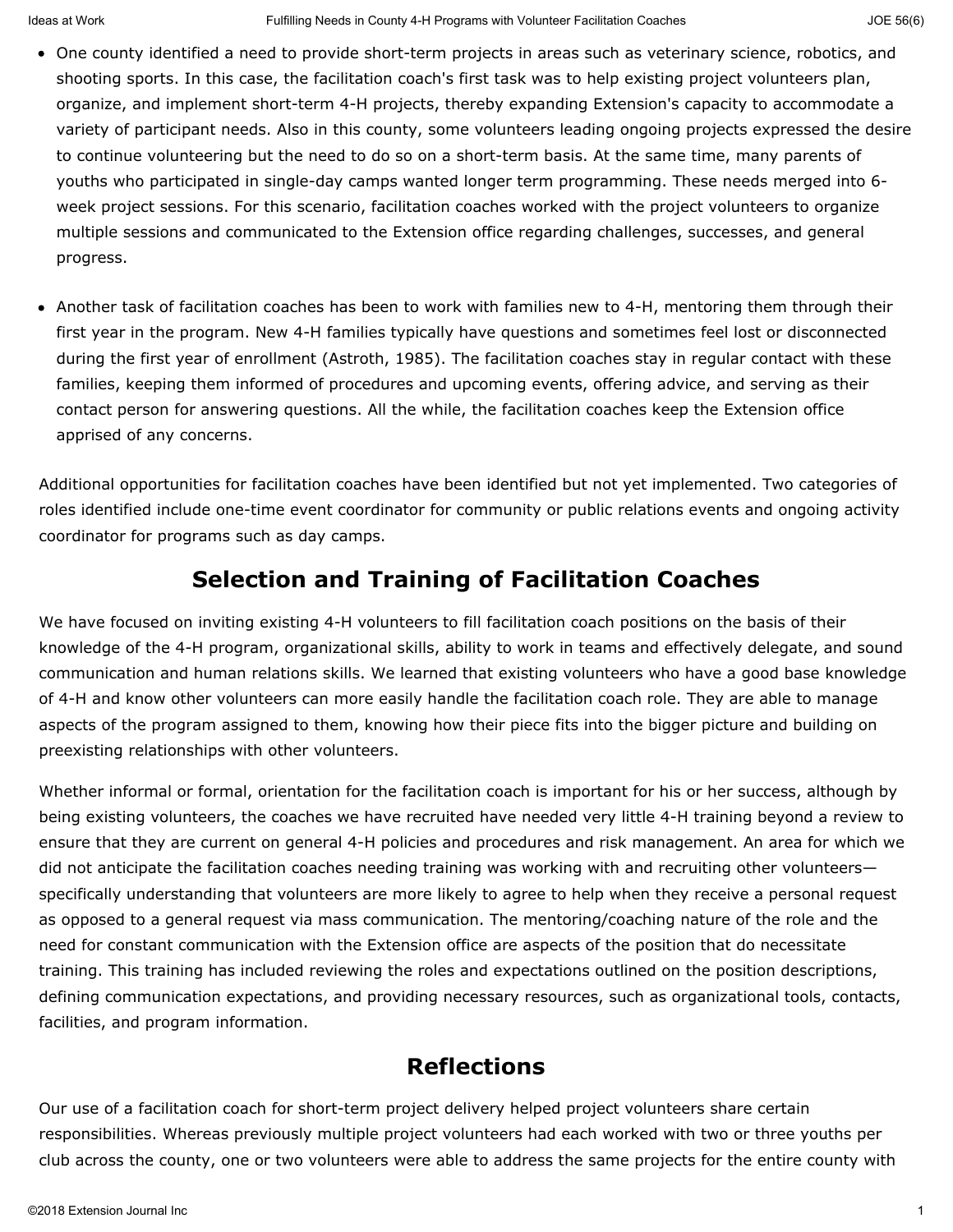- One county identified a need to provide short-term projects in areas such as veterinary science, robotics, and shooting sports. In this case, the facilitation coach's first task was to help existing project volunteers plan, organize, and implement short-term 4-H projects, thereby expanding Extension's capacity to accommodate a variety of participant needs. Also in this county, some volunteers leading ongoing projects expressed the desire to continue volunteering but the need to do so on a short-term basis. At the same time, many parents of youths who participated in single-day camps wanted longer term programming. These needs merged into 6-week project sessions. For this scenario, facilitation coaches worked with the project volunteers to organize multiple sessions and communicated to the Extension office regarding challenges, successes, and general progress.

- Another task of facilitation coaches has been to work with families new to 4-H, mentoring them through their first year in the program. New 4-H families typically have questions and sometimes feel lost or disconnected during the first year of enrollment (Astroth, 1985). The facilitation coaches stay in regular contact with these families, keeping them informed of procedures and upcoming events, offering advice, and serving as their contact person for answering questions. All the while, the facilitation coaches keep the Extension office apprised of any concerns.

Additional opportunities for facilitation coaches have been identified but not yet implemented. Two categories of roles identified include one-time event coordinator for community or public relations events and ongoing activity coordinator for programs such as day camps.

## Selection and Training of Facilitation Coaches

We have focused on inviting existing 4-H volunteers to fill facilitation coach positions on the basis of their knowledge of the 4-H program, organizational skills, ability to work in teams and effectively delegate, and sound communication and human relations skills. We learned that existing volunteers who have a good base knowledge of 4-H and know other volunteers can more easily handle the facilitation coach role. They are able to manage aspects of the program assigned to them, knowing how their piece fits into the bigger picture and building on preexisting relationships with other volunteers.

Whether informal or formal, orientation for the facilitation coach is important for his or her success, although by being existing volunteers, the coaches we have recruited have needed very little 4-H training beyond a review to ensure that they are current on general 4-H policies and procedures and risk management. An area for which we did not anticipate the facilitation coaches needing training was working with and recruiting other volunteers—specifically understanding that volunteers are more likely to agree to help when they receive a personal request as opposed to a general request via mass communication. The mentoring/coaching nature of the role and the need for constant communication with the Extension office are aspects of the position that do necessitate training. This training has included reviewing the roles and expectations outlined on the position descriptions, defining communication expectations, and providing necessary resources, such as organizational tools, contacts, facilities, and program information.

## Reflections

Our use of a facilitation coach for short-term project delivery helped project volunteers share certain responsibilities. Whereas previously multiple project volunteers had each worked with two or three youths per club across the county, one or two volunteers were able to address the same projects for the entire county with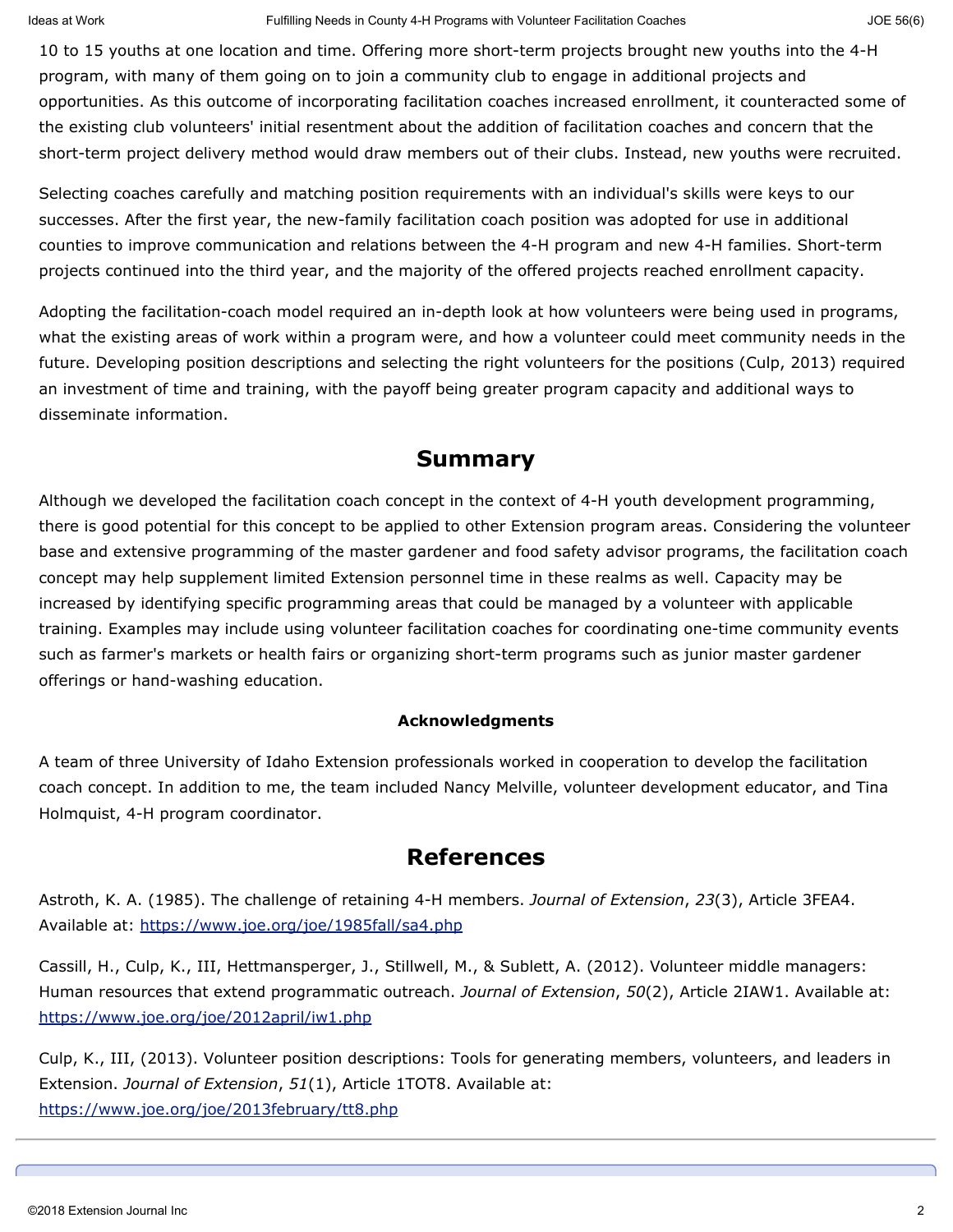10 to 15 youths at one location and time. Offering more short-term projects brought new youths into the 4-H program, with many of them going on to join a community club to engage in additional projects and opportunities. As this outcome of incorporating facilitation coaches increased enrollment, it counteracted some of the existing club volunteers' initial resentment about the addition of facilitation coaches and concern that the short-term project delivery method would draw members out of their clubs. Instead, new youths were recruited.

Selecting coaches carefully and matching position requirements with an individual's skills were keys to our successes. After the first year, the new-family facilitation coach position was adopted for use in additional counties to improve communication and relations between the 4-H program and new 4-H families. Short-term projects continued into the third year, and the majority of the offered projects reached enrollment capacity.

Adopting the facilitation-coach model required an in-depth look at how volunteers were being used in programs, what the existing areas of work within a program were, and how a volunteer could meet community needs in the future. Developing position descriptions and selecting the right volunteers for the positions (Culp, 2013) required an investment of time and training, with the payoff being greater program capacity and additional ways to disseminate information.

## Summary

Although we developed the facilitation coach concept in the context of 4-H youth development programming, there is good potential for this concept to be applied to other Extension program areas. Considering the volunteer base and extensive programming of the master gardener and food safety advisor programs, the facilitation coach concept may help supplement limited Extension personnel time in these realms as well. Capacity may be increased by identifying specific programming areas that could be managed by a volunteer with applicable training. Examples may include using volunteer facilitation coaches for coordinating one-time community events such as farmer's markets or health fairs or organizing short-term programs such as junior master gardener offerings or hand-washing education.

### Acknowledgments

A team of three University of Idaho Extension professionals worked in cooperation to develop the facilitation coach concept. In addition to me, the team included Nancy Melville, volunteer development educator, and Tina Holmquist, 4-H program coordinator.

## References

Astroth, K. A. (1985). The challenge of retaining 4-H members. *Journal of Extension*, *23*(3), Article 3FEA4. Available at: https://www.joe.org/joe/1985fall/sa4.php

Cassill, H., Culp, K., III, Hettmansperger, J., Stillwell, M., & Sublett, A. (2012). Volunteer middle managers: Human resources that extend programmatic outreach. *Journal of Extension*, *50*(2), Article 2IAW1. Available at: https://www.joe.org/joe/2012april/iw1.php

Culp, K., III, (2013). Volunteer position descriptions: Tools for generating members, volunteers, and leaders in Extension. *Journal of Extension*, *51*(1), Article 1TOT8. Available at: https://www.joe.org/joe/2013february/tt8.php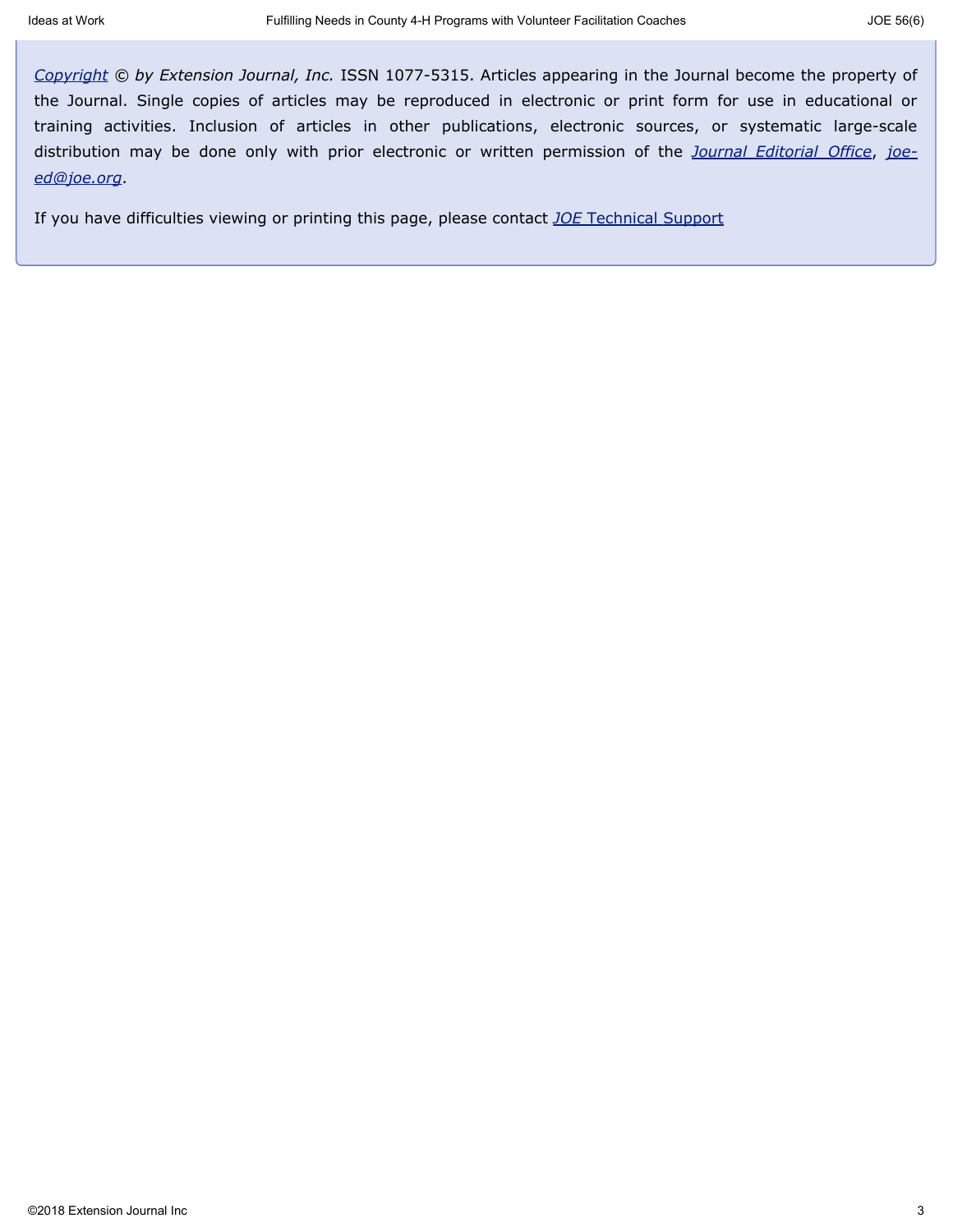*Copyright* © *by Extension Journal, Inc.* ISSN 1077-5315. Articles appearing in the Journal become the property of the Journal. Single copies of articles may be reproduced in electronic or print form for use in educational or training activities. Inclusion of articles in other publications, electronic sources, or systematic large-scale distribution may be done only with prior electronic or written permission of the *Journal Editorial Office*, *joe-ed@joe.org*.

If you have difficulties viewing or printing this page, please contact *JOE* Technical Support